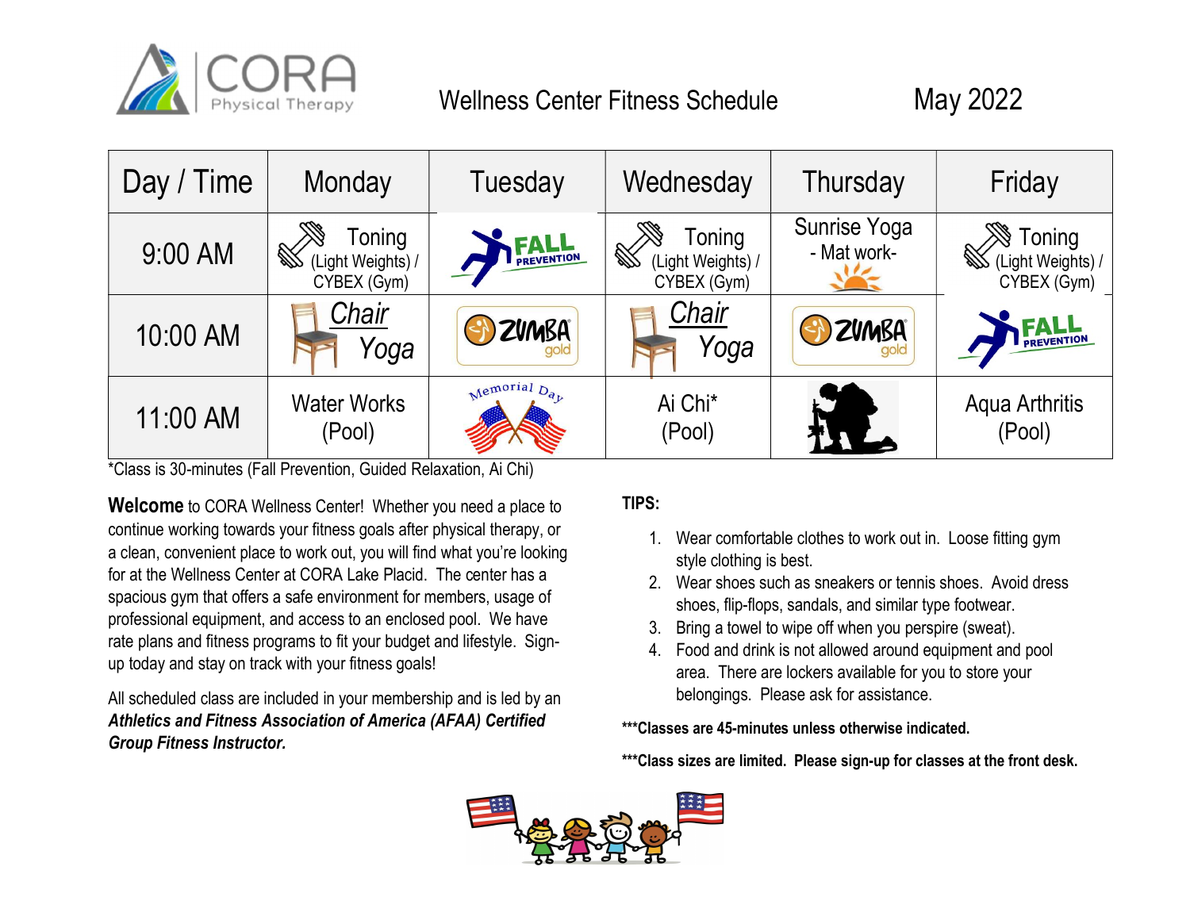# CORA Physical Therapy

## Wellness Center Fitness Schedule — May 2022

| Day / Time | Monday | Tuesday | Wednesday | Thursday | Friday |
|---|---|---|---|---|---|
| 9:00 AM | Toning (Light Weights) / CYBEX (Gym) | FALL PREVENTION | Toning (Light Weights) / CYBEX (Gym) | Sunrise Yoga - Mat work- | Toning (Light Weights) / CYBEX (Gym) |
| 10:00 AM | Chair Yoga | ZUMBA gold | Chair Yoga | ZUMBA gold | FALL PREVENTION |
| 11:00 AM | Water Works (Pool) | Memorial Day | Ai Chi* (Pool) | | Aqua Arthritis (Pool) |

*Class is 30-minutes (Fall Prevention, Guided Relaxation, Ai Chi)

**Welcome** to CORA Wellness Center! Whether you need a place to continue working towards your fitness goals after physical therapy, or a clean, convenient place to work out, you will find what you're looking for at the Wellness Center at CORA Lake Placid. The center has a spacious gym that offers a safe environment for members, usage of professional equipment, and access to an enclosed pool. We have rate plans and fitness programs to fit your budget and lifestyle. Sign-up today and stay on track with your fitness goals!

All scheduled class are included in your membership and is led by an ***Athletics and Fitness Association of America (AFAA) Certified Group Fitness Instructor.***

**TIPS:**

1. Wear comfortable clothes to work out in. Loose fitting gym style clothing is best.
2. Wear shoes such as sneakers or tennis shoes. Avoid dress shoes, flip-flops, sandals, and similar type footwear.
3. Bring a towel to wipe off when you perspire (sweat).
4. Food and drink is not allowed around equipment and pool area. There are lockers available for you to store your belongings. Please ask for assistance.

**\*\*\*Classes are 45-minutes unless otherwise indicated.**

**\*\*\*Class sizes are limited. Please sign-up for classes at the front desk.**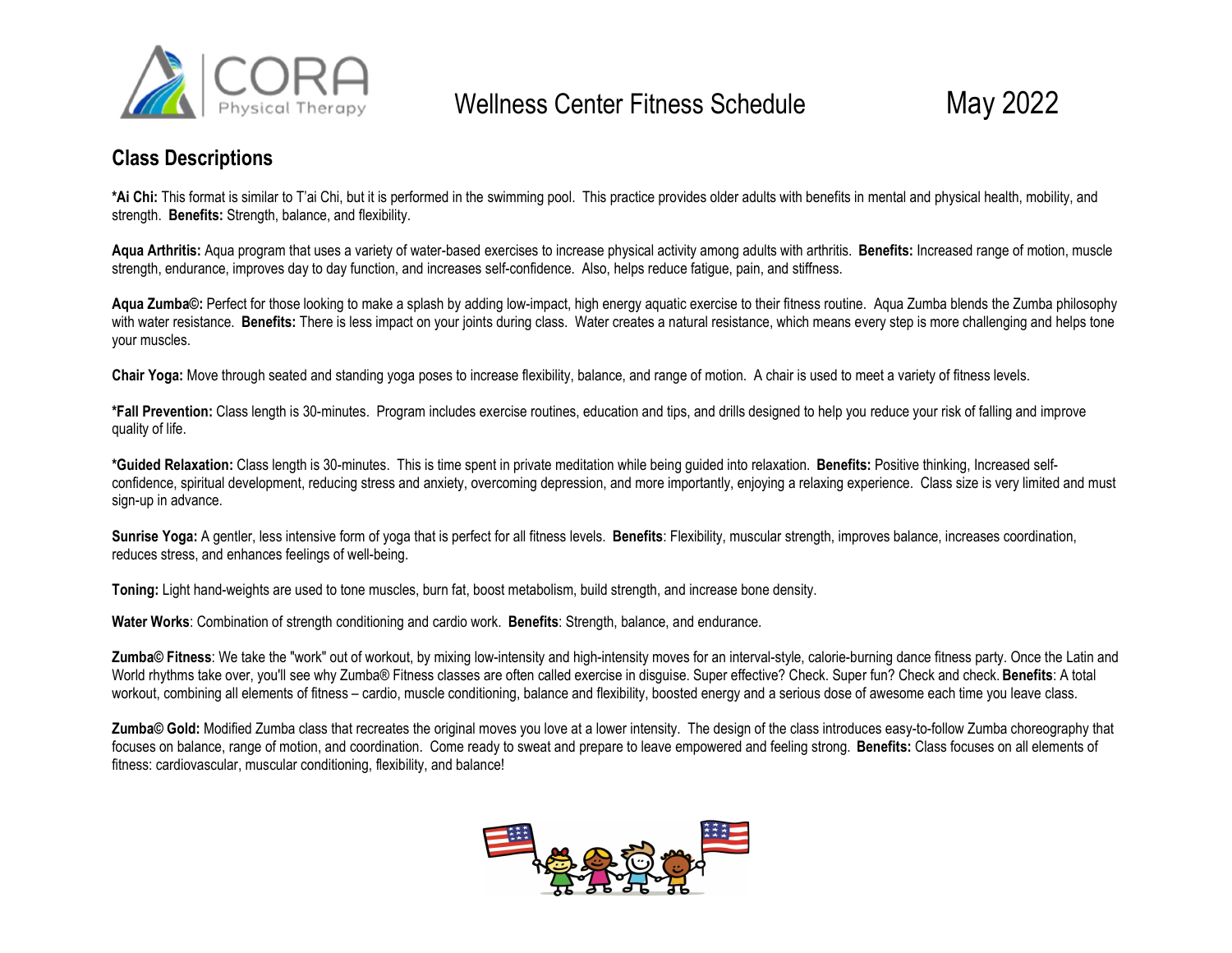# Wellness Center Fitness Schedule May 2022

## Class Descriptions

**\*Ai Chi:** This format is similar to T'ai Chi, but it is performed in the swimming pool. This practice provides older adults with benefits in mental and physical health, mobility, and strength. **Benefits:** Strength, balance, and flexibility.

**Aqua Arthritis:** Aqua program that uses a variety of water-based exercises to increase physical activity among adults with arthritis. **Benefits:** Increased range of motion, muscle strength, endurance, improves day to day function, and increases self-confidence. Also, helps reduce fatigue, pain, and stiffness.

**Aqua Zumba©:** Perfect for those looking to make a splash by adding low-impact, high energy aquatic exercise to their fitness routine. Aqua Zumba blends the Zumba philosophy with water resistance. **Benefits:** There is less impact on your joints during class. Water creates a natural resistance, which means every step is more challenging and helps tone your muscles.

**Chair Yoga:** Move through seated and standing yoga poses to increase flexibility, balance, and range of motion. A chair is used to meet a variety of fitness levels.

**\*Fall Prevention:** Class length is 30-minutes. Program includes exercise routines, education and tips, and drills designed to help you reduce your risk of falling and improve quality of life.

**\*Guided Relaxation:** Class length is 30-minutes. This is time spent in private meditation while being guided into relaxation. **Benefits:** Positive thinking, Increased self-confidence, spiritual development, reducing stress and anxiety, overcoming depression, and more importantly, enjoying a relaxing experience. Class size is very limited and must sign-up in advance.

**Sunrise Yoga:** A gentler, less intensive form of yoga that is perfect for all fitness levels. **Benefits**: Flexibility, muscular strength, improves balance, increases coordination, reduces stress, and enhances feelings of well-being.

**Toning:** Light hand-weights are used to tone muscles, burn fat, boost metabolism, build strength, and increase bone density.

**Water Works**: Combination of strength conditioning and cardio work. **Benefits**: Strength, balance, and endurance.

**Zumba© Fitness**: We take the "work" out of workout, by mixing low-intensity and high-intensity moves for an interval-style, calorie-burning dance fitness party. Once the Latin and World rhythms take over, you'll see why Zumba® Fitness classes are often called exercise in disguise. Super effective? Check. Super fun? Check and check. **Benefits**: A total workout, combining all elements of fitness – cardio, muscle conditioning, balance and flexibility, boosted energy and a serious dose of awesome each time you leave class.

**Zumba© Gold:** Modified Zumba class that recreates the original moves you love at a lower intensity. The design of the class introduces easy-to-follow Zumba choreography that focuses on balance, range of motion, and coordination. Come ready to sweat and prepare to leave empowered and feeling strong. **Benefits:** Class focuses on all elements of fitness: cardiovascular, muscular conditioning, flexibility, and balance!